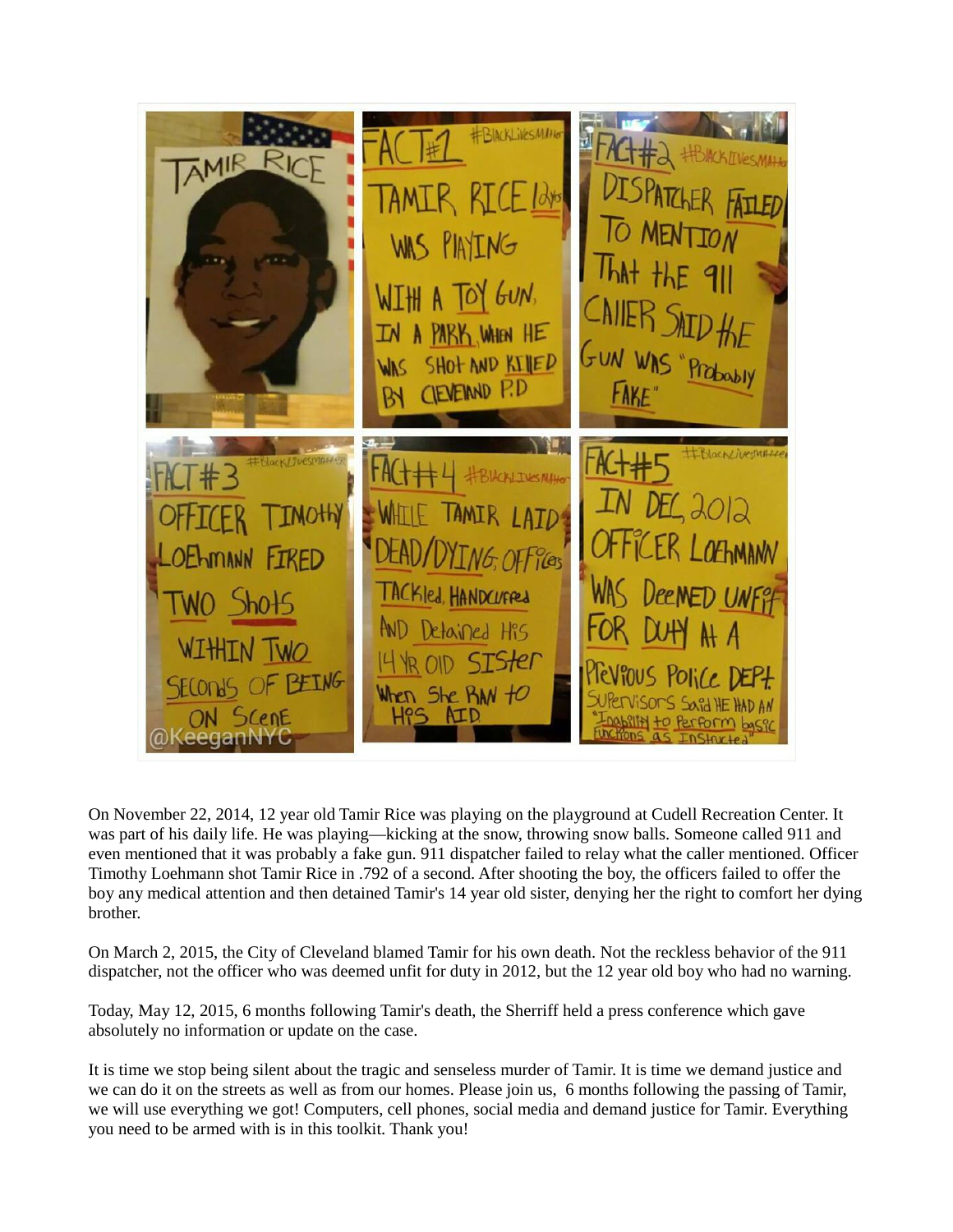On November 22, 2014, 12 year old Tamir Rice was playing on the playground at Cudell Recreation Center. It was part of his daily life. He was playing—kicking at the snow, throwing snow balls. Someone called 911 and even mentioned that it was probably a fake gun. 911 dispatcher failed to relay what the caller mentioned. Officer Timothy Loehmann shot Tamir Rice in .792 of a second. After shooting the boy, the officers failed to offer the boy any medical attention and then detained Tamir's 14 year old sister, denying her the right to comfort her dying brother.

On March 2, 2015, the City of Cleveland blamed Tamir for his own death. Not the reckless behavior of the 911 dispatcher, not the officer who was deemed unfit for duty in 2012, but the 12 year old boy who had no warning.

Today, May 12, 2015, 6 months following Tamir's death, the Sherriff held a press conference which gave absolutely no information or update on the case.

It is time we stop being silent about the tragic and senseless murder of Tamir. It is time we demand justice and we can do it on the streets as well as from our homes. Please join us, 6 months following the passing of Tamir, we will use everything we got! Computers, cell phones, social media and demand justice for Tamir. Everything you need to be armed with is in this toolkit. Thank you!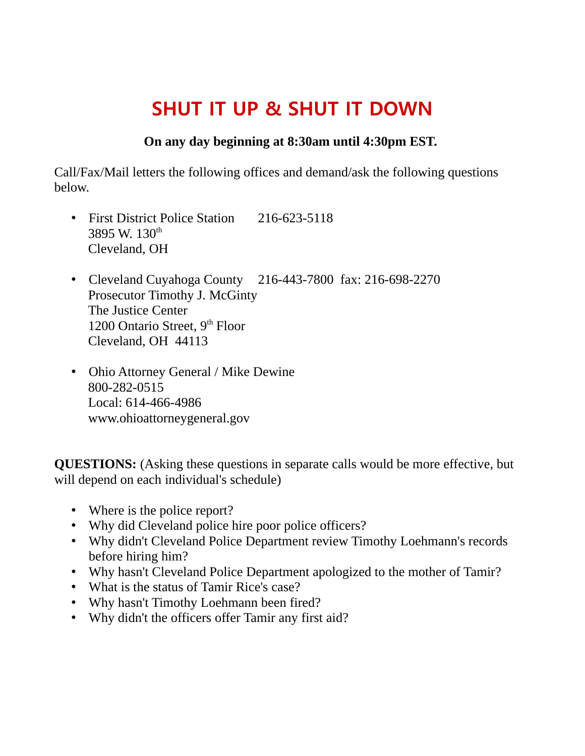# SHUT IT UP & SHUT IT DOWN

**On any day beginning at 8:30am until 4:30pm EST.**

Call/Fax/Mail letters the following offices and demand/ask the following questions below.

- First District Police Station 216-623-5118
  3895 W. 130th
  Cleveland, OH

- Cleveland Cuyahoga County 216-443-7800 fax: 216-698-2270
  Prosecutor Timothy J. McGinty
  The Justice Center
  1200 Ontario Street, 9th Floor
  Cleveland, OH 44113

- Ohio Attorney General / Mike Dewine
  800-282-0515
  Local: 614-466-4986
  www.ohioattorneygeneral.gov

**QUESTIONS:** (Asking these questions in separate calls would be more effective, but will depend on each individual's schedule)

- Where is the police report?
- Why did Cleveland police hire poor police officers?
- Why didn't Cleveland Police Department review Timothy Loehmann's records before hiring him?
- Why hasn't Cleveland Police Department apologized to the mother of Tamir?
- What is the status of Tamir Rice's case?
- Why hasn't Timothy Loehmann been fired?
- Why didn't the officers offer Tamir any first aid?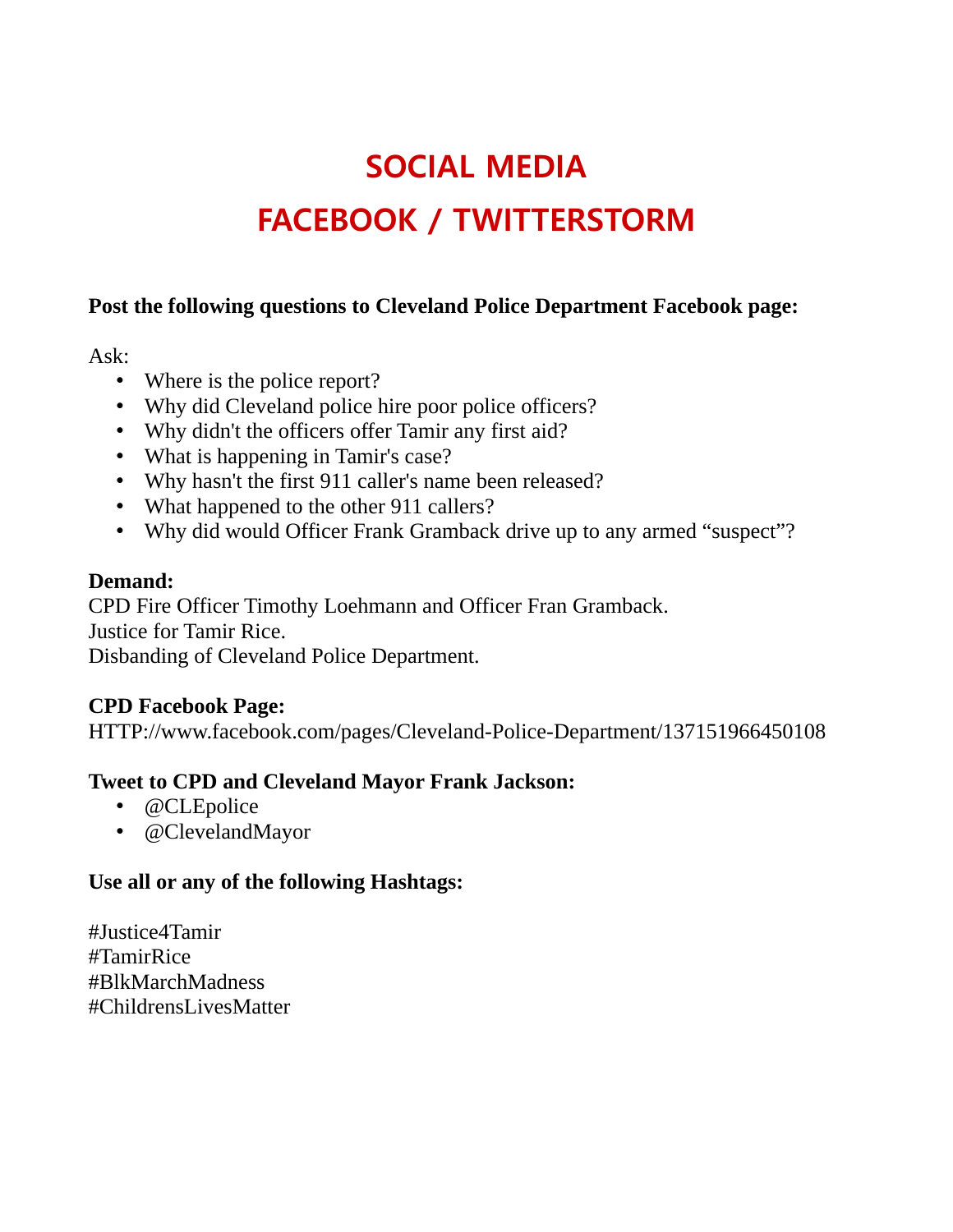# SOCIAL MEDIA

# FACEBOOK / TWITTERSTORM

**Post the following questions to Cleveland Police Department Facebook page:**

Ask:

- Where is the police report?
- Why did Cleveland police hire poor police officers?
- Why didn't the officers offer Tamir any first aid?
- What is happening in Tamir's case?
- Why hasn't the first 911 caller's name been released?
- What happened to the other 911 callers?
- Why did would Officer Frank Gramback drive up to any armed "suspect"?

**Demand:**
CPD Fire Officer Timothy Loehmann and Officer Fran Gramback.
Justice for Tamir Rice.
Disbanding of Cleveland Police Department.

**CPD Facebook Page:**
HTTP://www.facebook.com/pages/Cleveland-Police-Department/137151966450108

**Tweet to CPD and Cleveland Mayor Frank Jackson:**

- @CLEpolice
- @ClevelandMayor

**Use all or any of the following Hashtags:**

#Justice4Tamir
#TamirRice
#BlkMarchMadness
#ChildrensLivesMatter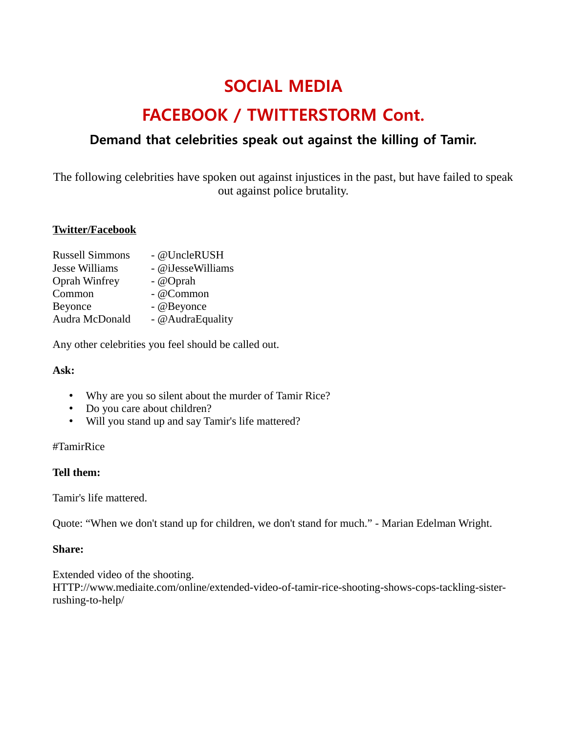# SOCIAL MEDIA

# FACEBOOK / TWITTERSTORM Cont.

### Demand that celebrities speak out against the killing of Tamir.

The following celebrities have spoken out against injustices in the past, but have failed to speak out against police brutality.

**Twitter/Facebook**

Russell Simmons - @UncleRUSH
Jesse Williams - @iJesseWilliams
Oprah Winfrey - @Oprah
Common - @Common
Beyonce - @Beyonce
Audra McDonald - @AudraEquality

Any other celebrities you feel should be called out.

**Ask:**

- Why are you so silent about the murder of Tamir Rice?
- Do you care about children?
- Will you stand up and say Tamir's life mattered?

#TamirRice

**Tell them:**

Tamir's life mattered.

Quote: "When we don't stand up for children, we don't stand for much." - Marian Edelman Wright.

**Share:**

Extended video of the shooting.
HTTP://www.mediaite.com/online/extended-video-of-tamir-rice-shooting-shows-cops-tackling-sister-rushing-to-help/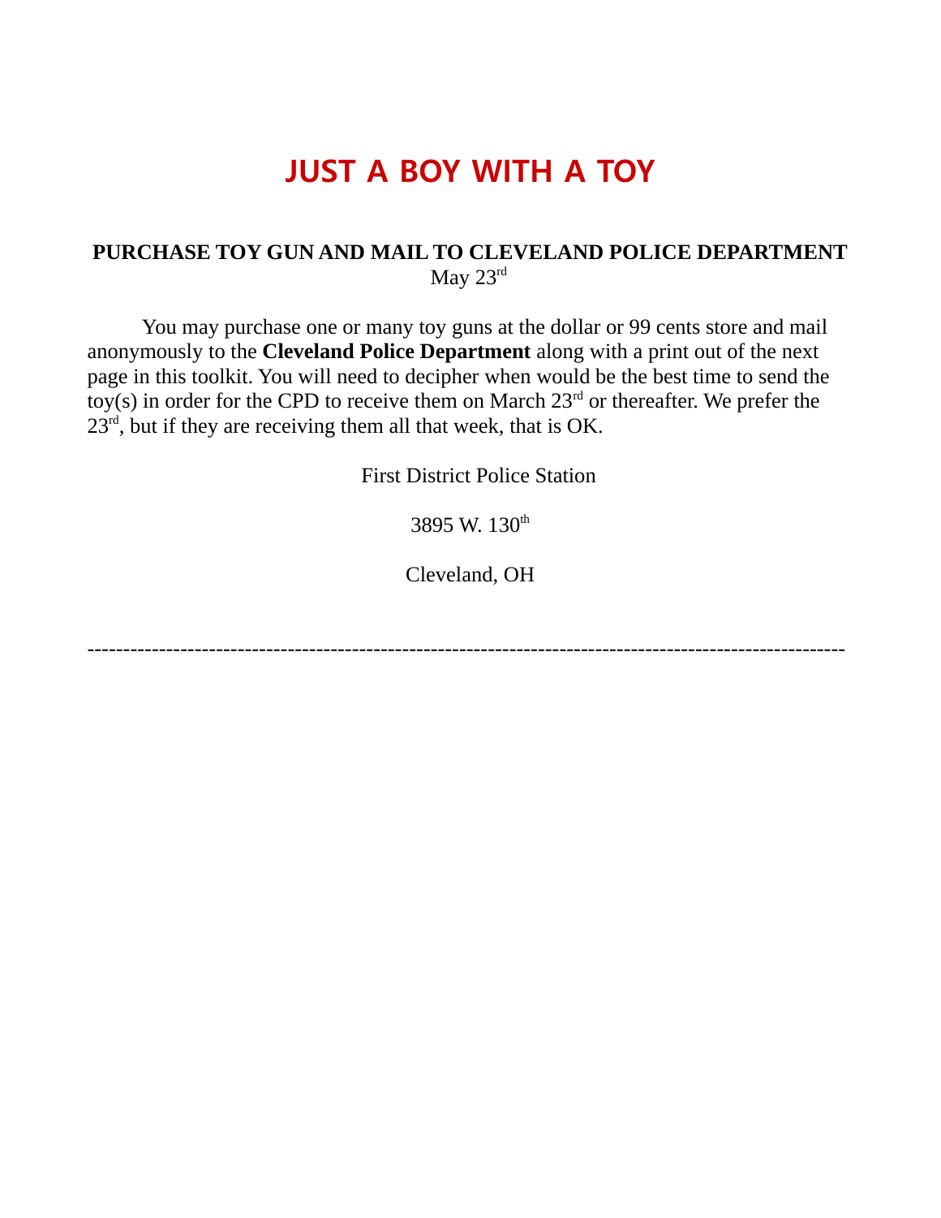# JUST A BOY WITH A TOY

**PURCHASE TOY GUN AND MAIL TO CLEVELAND POLICE DEPARTMENT**
May 23rd

You may purchase one or many toy guns at the dollar or 99 cents store and mail anonymously to the **Cleveland Police Department** along with a print out of the next page in this toolkit. You will need to decipher when would be the best time to send the toy(s) in order for the CPD to receive them on March 23rd or thereafter. We prefer the 23rd, but if they are receiving them all that week, that is OK.

First District Police Station

3895 W. 130th

Cleveland, OH

---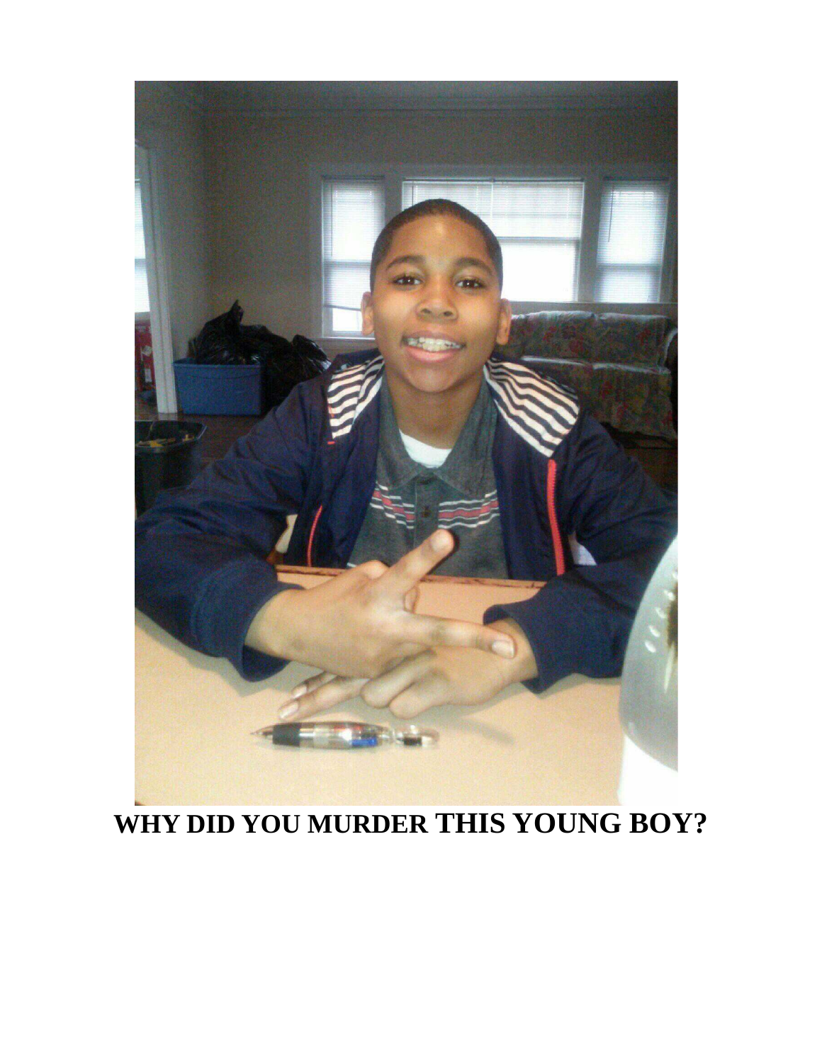**WHY DID YOU MURDER THIS YOUNG BOY?**